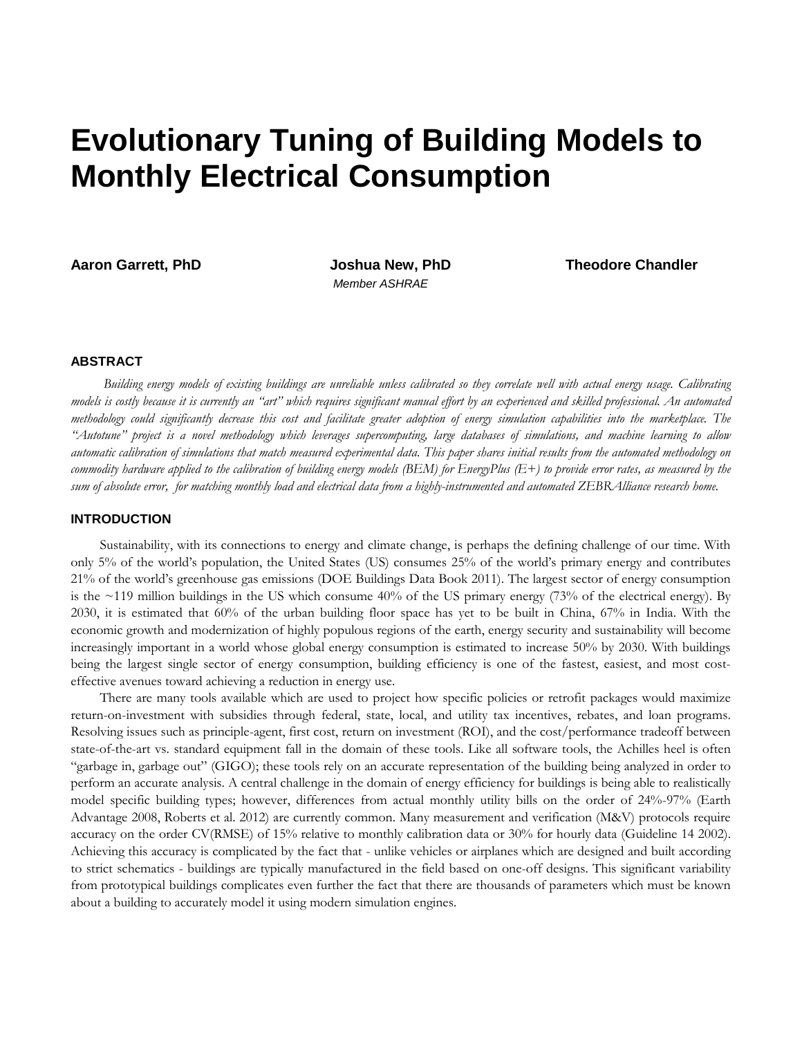# Evolutionary Tuning of Building Models to Monthly Electrical Consumption

**Aaron Garrett, PhD**

**Joshua New, PhD**
*Member ASHRAE*

**Theodore Chandler**

## ABSTRACT

*Building energy models of existing buildings are unreliable unless calibrated so they correlate well with actual energy usage. Calibrating models is costly because it is currently an "art" which requires significant manual effort by an experienced and skilled professional. An automated methodology could significantly decrease this cost and facilitate greater adoption of energy simulation capabilities into the marketplace. The "Autotune" project is a novel methodology which leverages supercomputing, large databases of simulations, and machine learning to allow automatic calibration of simulations that match measured experimental data. This paper shares initial results from the automated methodology on commodity hardware applied to the calibration of building energy models (BEM) for EnergyPlus (E+) to provide error rates, as measured by the sum of absolute error, for matching monthly load and electrical data from a highly-instrumented and automated ZEBRAlliance research home.*

## INTRODUCTION

Sustainability, with its connections to energy and climate change, is perhaps the defining challenge of our time. With only 5% of the world's population, the United States (US) consumes 25% of the world's primary energy and contributes 21% of the world's greenhouse gas emissions (DOE Buildings Data Book 2011). The largest sector of energy consumption is the ~119 million buildings in the US which consume 40% of the US primary energy (73% of the electrical energy). By 2030, it is estimated that 60% of the urban building floor space has yet to be built in China, 67% in India. With the economic growth and modernization of highly populous regions of the earth, energy security and sustainability will become increasingly important in a world whose global energy consumption is estimated to increase 50% by 2030. With buildings being the largest single sector of energy consumption, building efficiency is one of the fastest, easiest, and most cost-effective avenues toward achieving a reduction in energy use.

There are many tools available which are used to project how specific policies or retrofit packages would maximize return-on-investment with subsidies through federal, state, local, and utility tax incentives, rebates, and loan programs. Resolving issues such as principle-agent, first cost, return on investment (ROI), and the cost/performance tradeoff between state-of-the-art vs. standard equipment fall in the domain of these tools. Like all software tools, the Achilles heel is often "garbage in, garbage out" (GIGO); these tools rely on an accurate representation of the building being analyzed in order to perform an accurate analysis. A central challenge in the domain of energy efficiency for buildings is being able to realistically model specific building types; however, differences from actual monthly utility bills on the order of 24%-97% (Earth Advantage 2008, Roberts et al. 2012) are currently common. Many measurement and verification (M&V) protocols require accuracy on the order CV(RMSE) of 15% relative to monthly calibration data or 30% for hourly data (Guideline 14 2002). Achieving this accuracy is complicated by the fact that - unlike vehicles or airplanes which are designed and built according to strict schematics - buildings are typically manufactured in the field based on one-off designs. This significant variability from prototypical buildings complicates even further the fact that there are thousands of parameters which must be known about a building to accurately model it using modern simulation engines.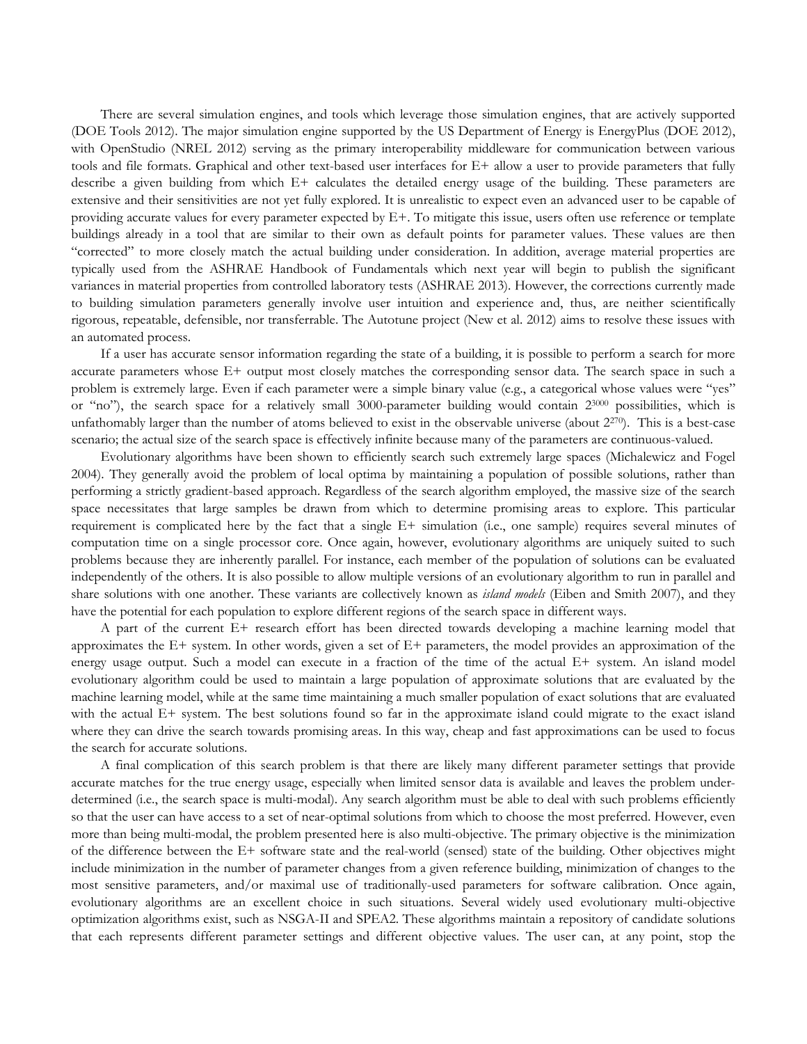There are several simulation engines, and tools which leverage those simulation engines, that are actively supported (DOE Tools 2012). The major simulation engine supported by the US Department of Energy is EnergyPlus (DOE 2012), with OpenStudio (NREL 2012) serving as the primary interoperability middleware for communication between various tools and file formats. Graphical and other text-based user interfaces for E+ allow a user to provide parameters that fully describe a given building from which E+ calculates the detailed energy usage of the building. These parameters are extensive and their sensitivities are not yet fully explored. It is unrealistic to expect even an advanced user to be capable of providing accurate values for every parameter expected by E+. To mitigate this issue, users often use reference or template buildings already in a tool that are similar to their own as default points for parameter values. These values are then "corrected" to more closely match the actual building under consideration. In addition, average material properties are typically used from the ASHRAE Handbook of Fundamentals which next year will begin to publish the significant variances in material properties from controlled laboratory tests (ASHRAE 2013). However, the corrections currently made to building simulation parameters generally involve user intuition and experience and, thus, are neither scientifically rigorous, repeatable, defensible, nor transferrable. The Autotune project (New et al. 2012) aims to resolve these issues with an automated process.

If a user has accurate sensor information regarding the state of a building, it is possible to perform a search for more accurate parameters whose E+ output most closely matches the corresponding sensor data. The search space in such a problem is extremely large. Even if each parameter were a simple binary value (e.g., a categorical whose values were "yes" or "no"), the search space for a relatively small 3000-parameter building would contain $2^{3000}$ possibilities, which is unfathomably larger than the number of atoms believed to exist in the observable universe (about $2^{270}$). This is a best-case scenario; the actual size of the search space is effectively infinite because many of the parameters are continuous-valued.

Evolutionary algorithms have been shown to efficiently search such extremely large spaces (Michalewicz and Fogel 2004). They generally avoid the problem of local optima by maintaining a population of possible solutions, rather than performing a strictly gradient-based approach. Regardless of the search algorithm employed, the massive size of the search space necessitates that large samples be drawn from which to determine promising areas to explore. This particular requirement is complicated here by the fact that a single E+ simulation (i.e., one sample) requires several minutes of computation time on a single processor core. Once again, however, evolutionary algorithms are uniquely suited to such problems because they are inherently parallel. For instance, each member of the population of solutions can be evaluated independently of the others. It is also possible to allow multiple versions of an evolutionary algorithm to run in parallel and share solutions with one another. These variants are collectively known as *island models* (Eiben and Smith 2007), and they have the potential for each population to explore different regions of the search space in different ways.

A part of the current E+ research effort has been directed towards developing a machine learning model that approximates the E+ system. In other words, given a set of E+ parameters, the model provides an approximation of the energy usage output. Such a model can execute in a fraction of the time of the actual E+ system. An island model evolutionary algorithm could be used to maintain a large population of approximate solutions that are evaluated by the machine learning model, while at the same time maintaining a much smaller population of exact solutions that are evaluated with the actual E+ system. The best solutions found so far in the approximate island could migrate to the exact island where they can drive the search towards promising areas. In this way, cheap and fast approximations can be used to focus the search for accurate solutions.

A final complication of this search problem is that there are likely many different parameter settings that provide accurate matches for the true energy usage, especially when limited sensor data is available and leaves the problem under-determined (i.e., the search space is multi-modal). Any search algorithm must be able to deal with such problems efficiently so that the user can have access to a set of near-optimal solutions from which to choose the most preferred. However, even more than being multi-modal, the problem presented here is also multi-objective. The primary objective is the minimization of the difference between the E+ software state and the real-world (sensed) state of the building. Other objectives might include minimization in the number of parameter changes from a given reference building, minimization of changes to the most sensitive parameters, and/or maximal use of traditionally-used parameters for software calibration. Once again, evolutionary algorithms are an excellent choice in such situations. Several widely used evolutionary multi-objective optimization algorithms exist, such as NSGA-II and SPEA2. These algorithms maintain a repository of candidate solutions that each represents different parameter settings and different objective values. The user can, at any point, stop the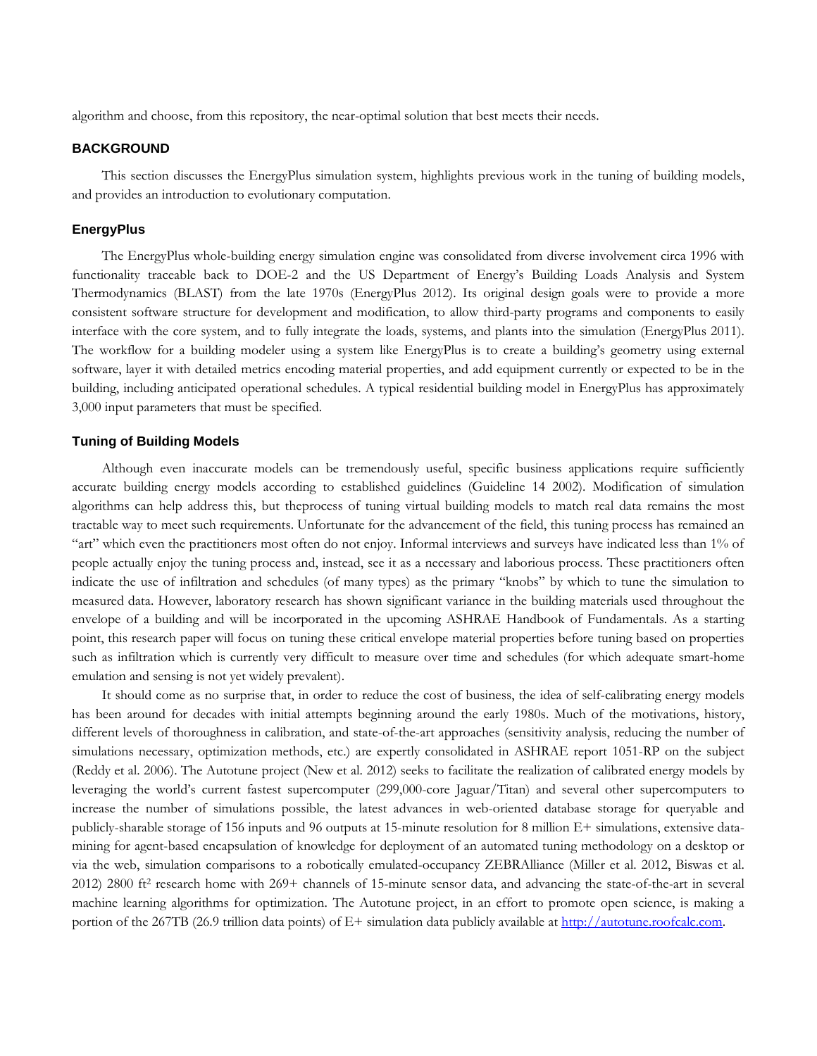algorithm and choose, from this repository, the near-optimal solution that best meets their needs.

## BACKGROUND

This section discusses the EnergyPlus simulation system, highlights previous work in the tuning of building models, and provides an introduction to evolutionary computation.

### EnergyPlus

The EnergyPlus whole-building energy simulation engine was consolidated from diverse involvement circa 1996 with functionality traceable back to DOE-2 and the US Department of Energy's Building Loads Analysis and System Thermodynamics (BLAST) from the late 1970s (EnergyPlus 2012). Its original design goals were to provide a more consistent software structure for development and modification, to allow third-party programs and components to easily interface with the core system, and to fully integrate the loads, systems, and plants into the simulation (EnergyPlus 2011). The workflow for a building modeler using a system like EnergyPlus is to create a building's geometry using external software, layer it with detailed metrics encoding material properties, and add equipment currently or expected to be in the building, including anticipated operational schedules. A typical residential building model in EnergyPlus has approximately 3,000 input parameters that must be specified.

### Tuning of Building Models

Although even inaccurate models can be tremendously useful, specific business applications require sufficiently accurate building energy models according to established guidelines (Guideline 14 2002). Modification of simulation algorithms can help address this, but theprocess of tuning virtual building models to match real data remains the most tractable way to meet such requirements. Unfortunate for the advancement of the field, this tuning process has remained an "art" which even the practitioners most often do not enjoy. Informal interviews and surveys have indicated less than 1% of people actually enjoy the tuning process and, instead, see it as a necessary and laborious process. These practitioners often indicate the use of infiltration and schedules (of many types) as the primary "knobs" by which to tune the simulation to measured data. However, laboratory research has shown significant variance in the building materials used throughout the envelope of a building and will be incorporated in the upcoming ASHRAE Handbook of Fundamentals. As a starting point, this research paper will focus on tuning these critical envelope material properties before tuning based on properties such as infiltration which is currently very difficult to measure over time and schedules (for which adequate smart-home emulation and sensing is not yet widely prevalent).

It should come as no surprise that, in order to reduce the cost of business, the idea of self-calibrating energy models has been around for decades with initial attempts beginning around the early 1980s. Much of the motivations, history, different levels of thoroughness in calibration, and state-of-the-art approaches (sensitivity analysis, reducing the number of simulations necessary, optimization methods, etc.) are expertly consolidated in ASHRAE report 1051-RP on the subject (Reddy et al. 2006). The Autotune project (New et al. 2012) seeks to facilitate the realization of calibrated energy models by leveraging the world's current fastest supercomputer (299,000-core Jaguar/Titan) and several other supercomputers to increase the number of simulations possible, the latest advances in web-oriented database storage for queryable and publicly-sharable storage of 156 inputs and 96 outputs at 15-minute resolution for 8 million E+ simulations, extensive data-mining for agent-based encapsulation of knowledge for deployment of an automated tuning methodology on a desktop or via the web, simulation comparisons to a robotically emulated-occupancy ZEBRAlliance (Miller et al. 2012, Biswas et al. 2012) 2800 ft$^2$ research home with 269+ channels of 15-minute sensor data, and advancing the state-of-the-art in several machine learning algorithms for optimization. The Autotune project, in an effort to promote open science, is making a portion of the 267TB (26.9 trillion data points) of E+ simulation data publicly available at http://autotune.roofcalc.com.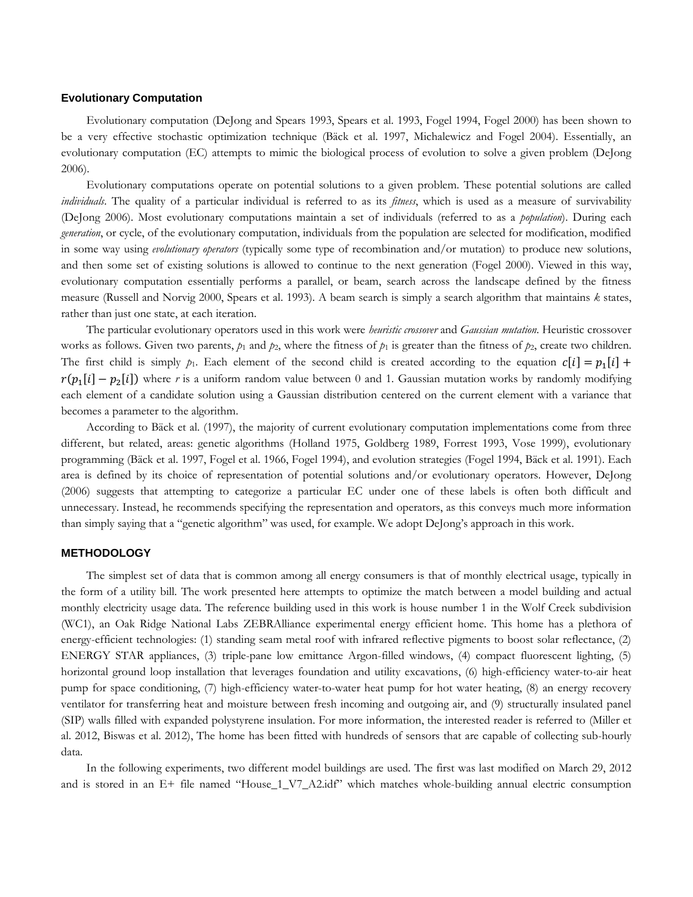### Evolutionary Computation

Evolutionary computation (DeJong and Spears 1993, Spears et al. 1993, Fogel 1994, Fogel 2000) has been shown to be a very effective stochastic optimization technique (Bäck et al. 1997, Michalewicz and Fogel 2004). Essentially, an evolutionary computation (EC) attempts to mimic the biological process of evolution to solve a given problem (DeJong 2006).

Evolutionary computations operate on potential solutions to a given problem. These potential solutions are called *individuals*. The quality of a particular individual is referred to as its *fitness*, which is used as a measure of survivability (DeJong 2006). Most evolutionary computations maintain a set of individuals (referred to as a *population*). During each *generation*, or cycle, of the evolutionary computation, individuals from the population are selected for modification, modified in some way using *evolutionary operators* (typically some type of recombination and/or mutation) to produce new solutions, and then some set of existing solutions is allowed to continue to the next generation (Fogel 2000). Viewed in this way, evolutionary computation essentially performs a parallel, or beam, search across the landscape defined by the fitness measure (Russell and Norvig 2000, Spears et al. 1993). A beam search is simply a search algorithm that maintains $k$ states, rather than just one state, at each iteration.

The particular evolutionary operators used in this work were *heuristic crossover* and *Gaussian mutation*. Heuristic crossover works as follows. Given two parents, $p_1$ and $p_2$, where the fitness of $p_1$ is greater than the fitness of $p_2$, create two children. The first child is simply $p_1$. Each element of the second child is created according to the equation $c[i] = p_1[i] + r(p_1[i] - p_2[i])$ where $r$ is a uniform random value between 0 and 1. Gaussian mutation works by randomly modifying each element of a candidate solution using a Gaussian distribution centered on the current element with a variance that becomes a parameter to the algorithm.

According to Bäck et al. (1997), the majority of current evolutionary computation implementations come from three different, but related, areas: genetic algorithms (Holland 1975, Goldberg 1989, Forrest 1993, Vose 1999), evolutionary programming (Bäck et al. 1997, Fogel et al. 1966, Fogel 1994), and evolution strategies (Fogel 1994, Bäck et al. 1991). Each area is defined by its choice of representation of potential solutions and/or evolutionary operators. However, DeJong (2006) suggests that attempting to categorize a particular EC under one of these labels is often both difficult and unnecessary. Instead, he recommends specifying the representation and operators, as this conveys much more information than simply saying that a "genetic algorithm" was used, for example. We adopt DeJong's approach in this work.

## METHODOLOGY

The simplest set of data that is common among all energy consumers is that of monthly electrical usage, typically in the form of a utility bill. The work presented here attempts to optimize the match between a model building and actual monthly electricity usage data. The reference building used in this work is house number 1 in the Wolf Creek subdivision (WC1), an Oak Ridge National Labs ZEBRAlliance experimental energy efficient home. This home has a plethora of energy-efficient technologies: (1) standing seam metal roof with infrared reflective pigments to boost solar reflectance, (2) ENERGY STAR appliances, (3) triple-pane low emittance Argon-filled windows, (4) compact fluorescent lighting, (5) horizontal ground loop installation that leverages foundation and utility excavations, (6) high-efficiency water-to-air heat pump for space conditioning, (7) high-efficiency water-to-water heat pump for hot water heating, (8) an energy recovery ventilator for transferring heat and moisture between fresh incoming and outgoing air, and (9) structurally insulated panel (SIP) walls filled with expanded polystyrene insulation. For more information, the interested reader is referred to (Miller et al. 2012, Biswas et al. 2012), The home has been fitted with hundreds of sensors that are capable of collecting sub-hourly data.

In the following experiments, two different model buildings are used. The first was last modified on March 29, 2012 and is stored in an E+ file named "House_1_V7_A2.idf" which matches whole-building annual electric consumption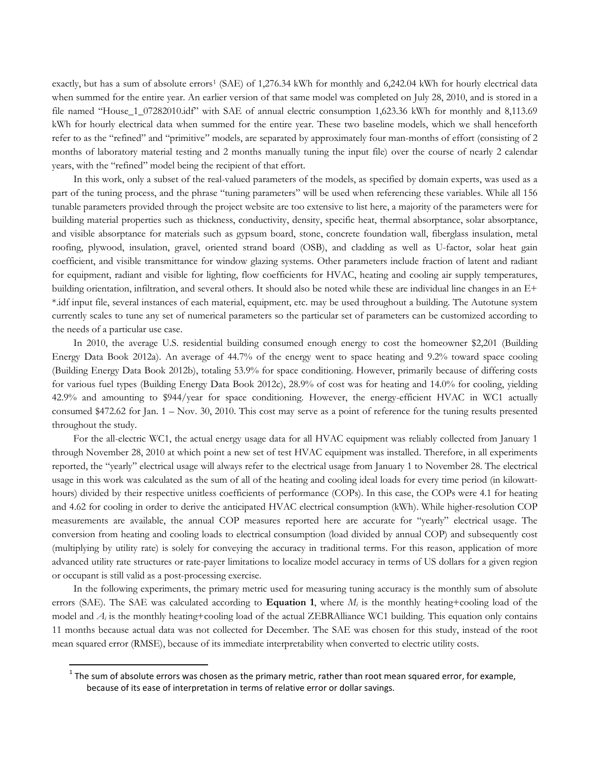exactly, but has a sum of absolute errors[1] (SAE) of 1,276.34 kWh for monthly and 6,242.04 kWh for hourly electrical data when summed for the entire year. An earlier version of that same model was completed on July 28, 2010, and is stored in a file named "House_1_07282010.idf" with SAE of annual electric consumption 1,623.36 kWh for monthly and 8,113.69 kWh for hourly electrical data when summed for the entire year. These two baseline models, which we shall henceforth refer to as the "refined" and "primitive" models, are separated by approximately four man-months of effort (consisting of 2 months of laboratory material testing and 2 months manually tuning the input file) over the course of nearly 2 calendar years, with the "refined" model being the recipient of that effort.

In this work, only a subset of the real-valued parameters of the models, as specified by domain experts, was used as a part of the tuning process, and the phrase "tuning parameters" will be used when referencing these variables. While all 156 tunable parameters provided through the project website are too extensive to list here, a majority of the parameters were for building material properties such as thickness, conductivity, density, specific heat, thermal absorptance, solar absorptance, and visible absorptance for materials such as gypsum board, stone, concrete foundation wall, fiberglass insulation, metal roofing, plywood, insulation, gravel, oriented strand board (OSB), and cladding as well as U-factor, solar heat gain coefficient, and visible transmittance for window glazing systems. Other parameters include fraction of latent and radiant for equipment, radiant and visible for lighting, flow coefficients for HVAC, heating and cooling air supply temperatures, building orientation, infiltration, and several others. It should also be noted while these are individual line changes in an E+ *.idf input file, several instances of each material, equipment, etc. may be used throughout a building. The Autotune system currently scales to tune any set of numerical parameters so the particular set of parameters can be customized according to the needs of a particular use case.

In 2010, the average U.S. residential building consumed enough energy to cost the homeowner $2,201 (Building Energy Data Book 2012a). An average of 44.7% of the energy went to space heating and 9.2% toward space cooling (Building Energy Data Book 2012b), totaling 53.9% for space conditioning. However, primarily because of differing costs for various fuel types (Building Energy Data Book 2012c), 28.9% of cost was for heating and 14.0% for cooling, yielding 42.9% and amounting to $944/year for space conditioning. However, the energy-efficient HVAC in WC1 actually consumed $472.62 for Jan. 1 – Nov. 30, 2010. This cost may serve as a point of reference for the tuning results presented throughout the study.

For the all-electric WC1, the actual energy usage data for all HVAC equipment was reliably collected from January 1 through November 28, 2010 at which point a new set of test HVAC equipment was installed. Therefore, in all experiments reported, the "yearly" electrical usage will always refer to the electrical usage from January 1 to November 28. The electrical usage in this work was calculated as the sum of all of the heating and cooling ideal loads for every time period (in kilowatt-hours) divided by their respective unitless coefficients of performance (COPs). In this case, the COPs were 4.1 for heating and 4.62 for cooling in order to derive the anticipated HVAC electrical consumption (kWh). While higher-resolution COP measurements are available, the annual COP measures reported here are accurate for "yearly" electrical usage. The conversion from heating and cooling loads to electrical consumption (load divided by annual COP) and subsequently cost (multiplying by utility rate) is solely for conveying the accuracy in traditional terms. For this reason, application of more advanced utility rate structures or rate-payer limitations to localize model accuracy in terms of US dollars for a given region or occupant is still valid as a post-processing exercise.

In the following experiments, the primary metric used for measuring tuning accuracy is the monthly sum of absolute errors (SAE). The SAE was calculated according to **Equation 1**, where $M_i$ is the monthly heating+cooling load of the model and $A_i$ is the monthly heating+cooling load of the actual ZEBRAlliance WC1 building. This equation only contains 11 months because actual data was not collected for December. The SAE was chosen for this study, instead of the root mean squared error (RMSE), because of its immediate interpretability when converted to electric utility costs.

[1] The sum of absolute errors was chosen as the primary metric, rather than root mean squared error, for example, because of its ease of interpretation in terms of relative error or dollar savings.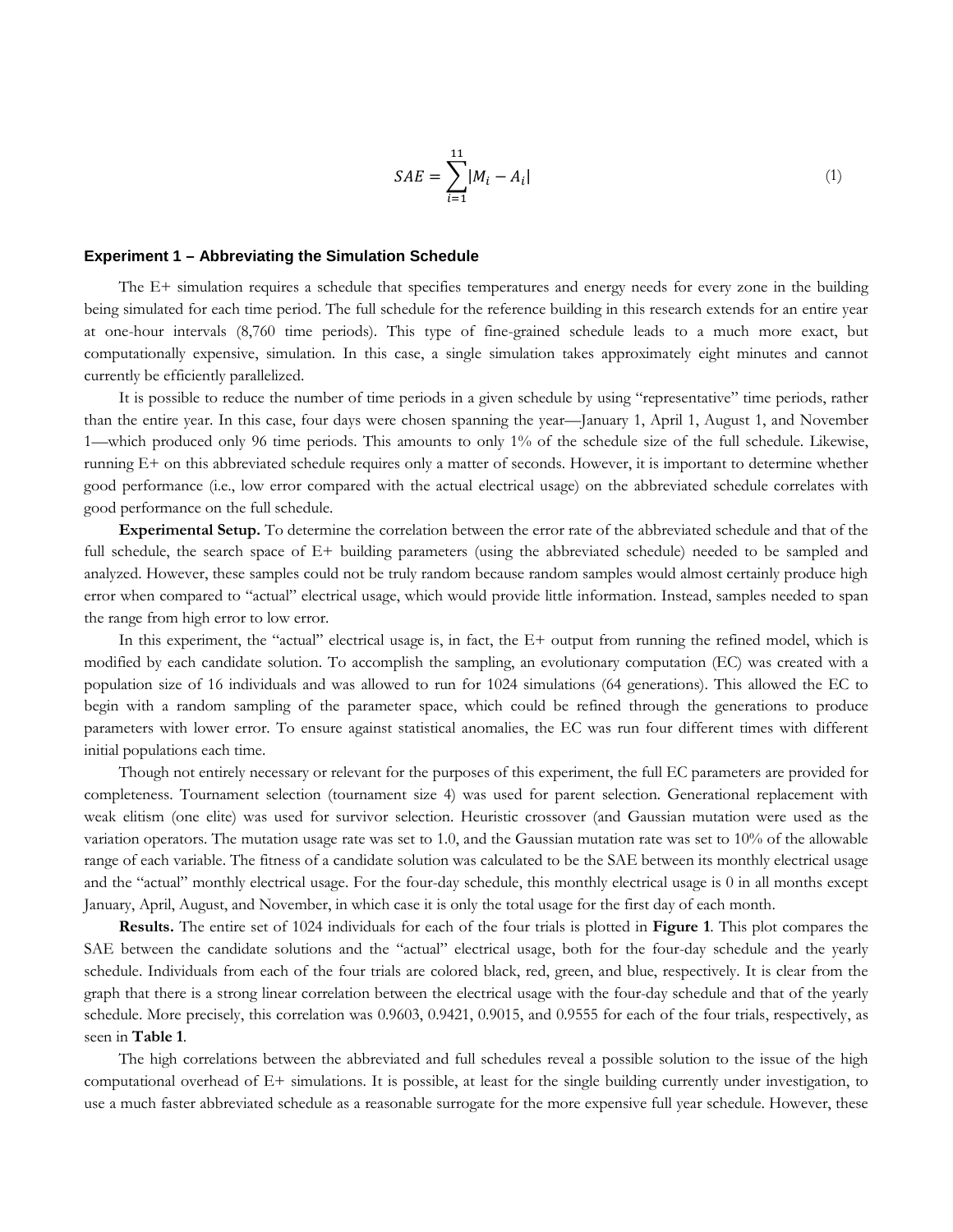$$SAE = \sum_{i=1}^{11} |M_i - A_i| \tag{1}$$

### Experiment 1 – Abbreviating the Simulation Schedule

The E+ simulation requires a schedule that specifies temperatures and energy needs for every zone in the building being simulated for each time period. The full schedule for the reference building in this research extends for an entire year at one-hour intervals (8,760 time periods). This type of fine-grained schedule leads to a much more exact, but computationally expensive, simulation. In this case, a single simulation takes approximately eight minutes and cannot currently be efficiently parallelized.

It is possible to reduce the number of time periods in a given schedule by using "representative" time periods, rather than the entire year. In this case, four days were chosen spanning the year—January 1, April 1, August 1, and November 1—which produced only 96 time periods. This amounts to only 1% of the schedule size of the full schedule. Likewise, running E+ on this abbreviated schedule requires only a matter of seconds. However, it is important to determine whether good performance (i.e., low error compared with the actual electrical usage) on the abbreviated schedule correlates with good performance on the full schedule.

**Experimental Setup.** To determine the correlation between the error rate of the abbreviated schedule and that of the full schedule, the search space of E+ building parameters (using the abbreviated schedule) needed to be sampled and analyzed. However, these samples could not be truly random because random samples would almost certainly produce high error when compared to "actual" electrical usage, which would provide little information. Instead, samples needed to span the range from high error to low error.

In this experiment, the "actual" electrical usage is, in fact, the E+ output from running the refined model, which is modified by each candidate solution. To accomplish the sampling, an evolutionary computation (EC) was created with a population size of 16 individuals and was allowed to run for 1024 simulations (64 generations). This allowed the EC to begin with a random sampling of the parameter space, which could be refined through the generations to produce parameters with lower error. To ensure against statistical anomalies, the EC was run four different times with different initial populations each time.

Though not entirely necessary or relevant for the purposes of this experiment, the full EC parameters are provided for completeness. Tournament selection (tournament size 4) was used for parent selection. Generational replacement with weak elitism (one elite) was used for survivor selection. Heuristic crossover (and Gaussian mutation were used as the variation operators. The mutation usage rate was set to 1.0, and the Gaussian mutation rate was set to 10% of the allowable range of each variable. The fitness of a candidate solution was calculated to be the SAE between its monthly electrical usage and the "actual" monthly electrical usage. For the four-day schedule, this monthly electrical usage is 0 in all months except January, April, August, and November, in which case it is only the total usage for the first day of each month.

**Results.** The entire set of 1024 individuals for each of the four trials is plotted in **Figure 1**. This plot compares the SAE between the candidate solutions and the "actual" electrical usage, both for the four-day schedule and the yearly schedule. Individuals from each of the four trials are colored black, red, green, and blue, respectively. It is clear from the graph that there is a strong linear correlation between the electrical usage with the four-day schedule and that of the yearly schedule. More precisely, this correlation was 0.9603, 0.9421, 0.9015, and 0.9555 for each of the four trials, respectively, as seen in **Table 1**.

The high correlations between the abbreviated and full schedules reveal a possible solution to the issue of the high computational overhead of E+ simulations. It is possible, at least for the single building currently under investigation, to use a much faster abbreviated schedule as a reasonable surrogate for the more expensive full year schedule. However, these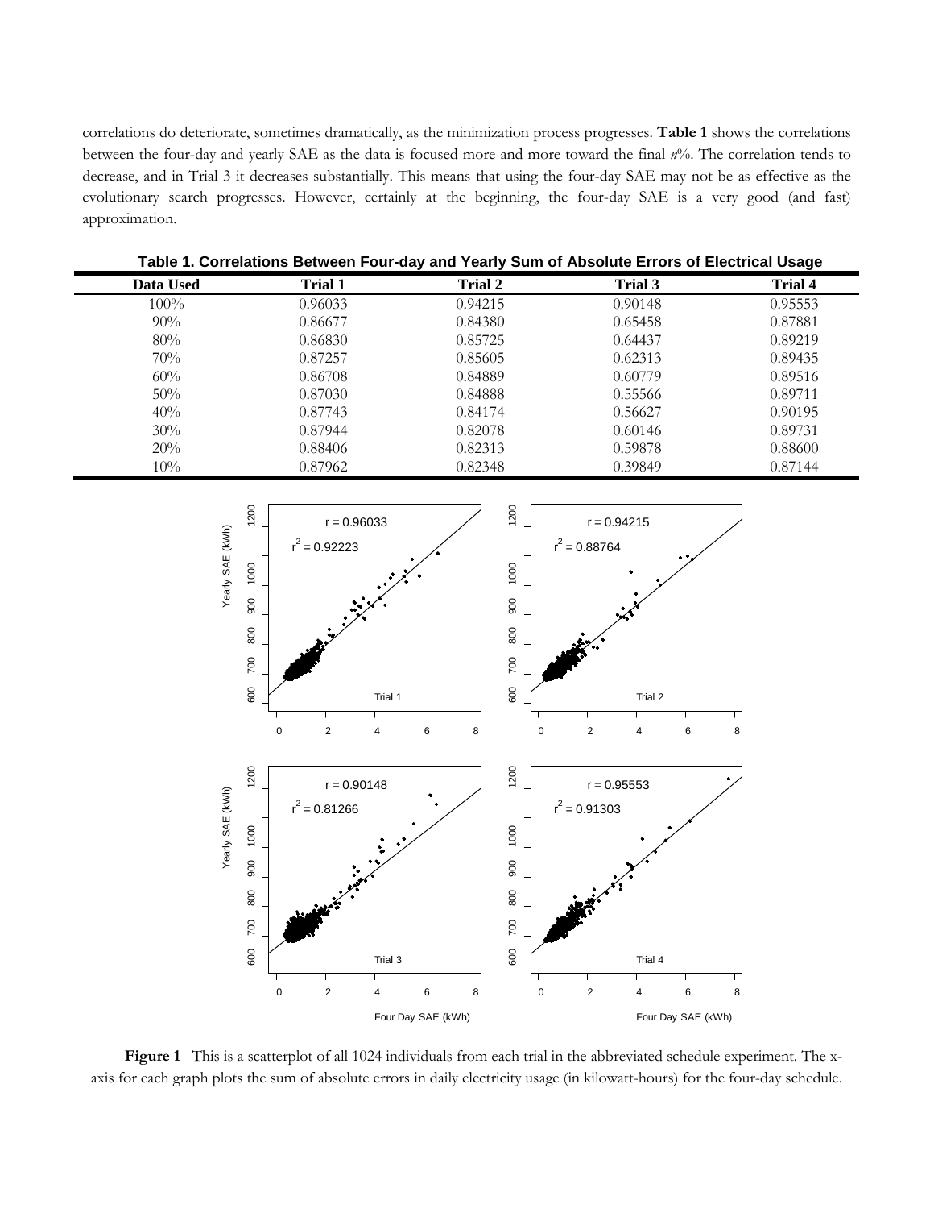correlations do deteriorate, sometimes dramatically, as the minimization process progresses. **Table 1** shows the correlations between the four-day and yearly SAE as the data is focused more and more toward the final *n*%. The correlation tends to decrease, and in Trial 3 it decreases substantially. This means that using the four-day SAE may not be as effective as the evolutionary search progresses. However, certainly at the beginning, the four-day SAE is a very good (and fast) approximation.

**Table 1. Correlations Between Four-day and Yearly Sum of Absolute Errors of Electrical Usage**

| Data Used | Trial 1 | Trial 2 | Trial 3 | Trial 4 |
|---|---|---|---|---|
| 100% | 0.96033 | 0.94215 | 0.90148 | 0.95553 |
| 90% | 0.86677 | 0.84380 | 0.65458 | 0.87881 |
| 80% | 0.86830 | 0.85725 | 0.64437 | 0.89219 |
| 70% | 0.87257 | 0.85605 | 0.62313 | 0.89435 |
| 60% | 0.86708 | 0.84889 | 0.60779 | 0.89516 |
| 50% | 0.87030 | 0.84888 | 0.55566 | 0.89711 |
| 40% | 0.87743 | 0.84174 | 0.56627 | 0.90195 |
| 30% | 0.87944 | 0.82078 | 0.60146 | 0.89731 |
| 20% | 0.88406 | 0.82313 | 0.59878 | 0.88600 |
| 10% | 0.87962 | 0.82348 | 0.39849 | 0.87144 |

**Figure 1** This is a scatterplot of all 1024 individuals from each trial in the abbreviated schedule experiment. The x-axis for each graph plots the sum of absolute errors in daily electricity usage (in kilowatt-hours) for the four-day schedule.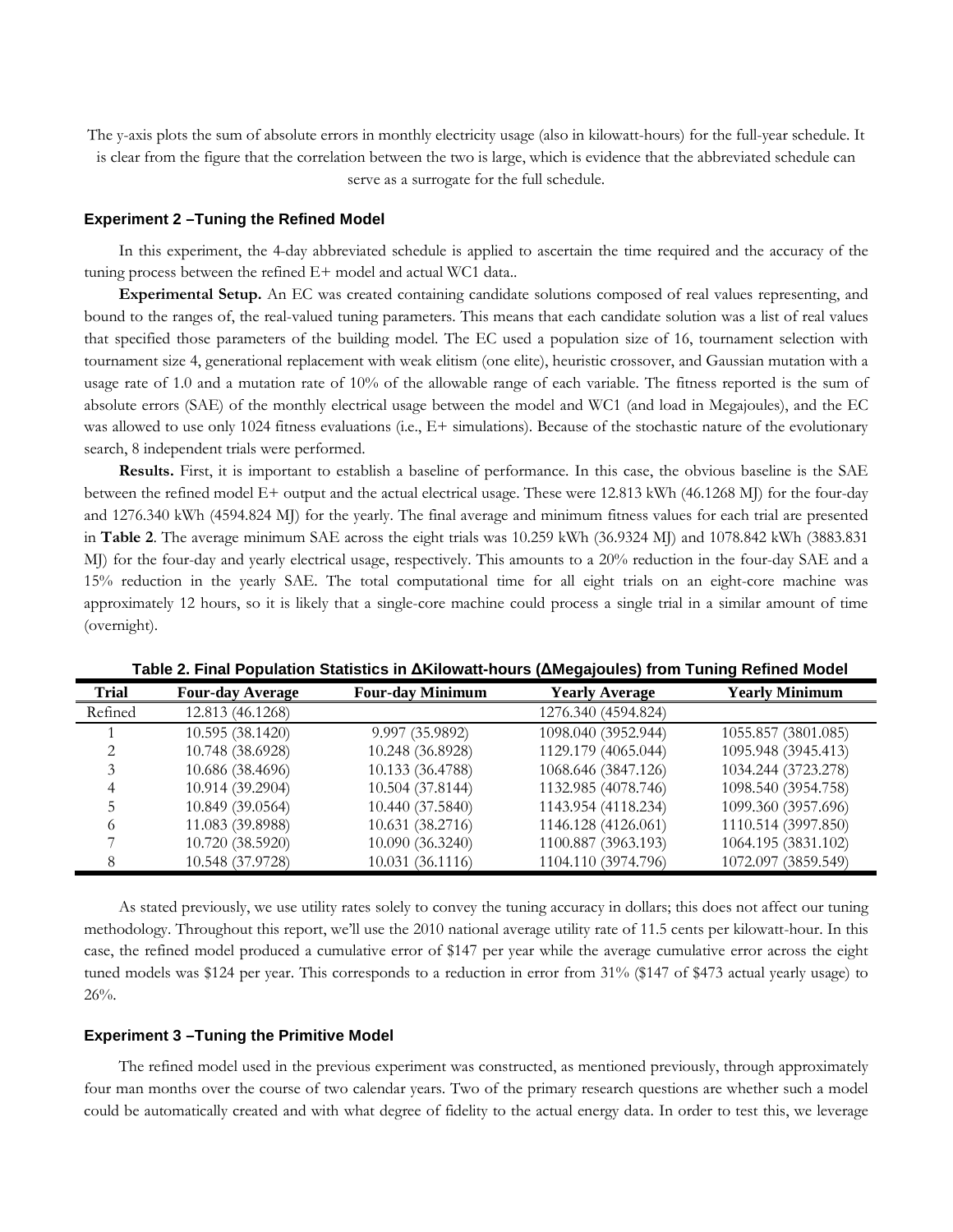The y-axis plots the sum of absolute errors in monthly electricity usage (also in kilowatt-hours) for the full-year schedule. It is clear from the figure that the correlation between the two is large, which is evidence that the abbreviated schedule can serve as a surrogate for the full schedule.

### Experiment 2 –Tuning the Refined Model

In this experiment, the 4-day abbreviated schedule is applied to ascertain the time required and the accuracy of the tuning process between the refined E+ model and actual WC1 data..

**Experimental Setup.** An EC was created containing candidate solutions composed of real values representing, and bound to the ranges of, the real-valued tuning parameters. This means that each candidate solution was a list of real values that specified those parameters of the building model. The EC used a population size of 16, tournament selection with tournament size 4, generational replacement with weak elitism (one elite), heuristic crossover, and Gaussian mutation with a usage rate of 1.0 and a mutation rate of 10% of the allowable range of each variable. The fitness reported is the sum of absolute errors (SAE) of the monthly electrical usage between the model and WC1 (and load in Megajoules), and the EC was allowed to use only 1024 fitness evaluations (i.e., E+ simulations). Because of the stochastic nature of the evolutionary search, 8 independent trials were performed.

**Results.** First, it is important to establish a baseline of performance. In this case, the obvious baseline is the SAE between the refined model E+ output and the actual electrical usage. These were 12.813 kWh (46.1268 MJ) for the four-day and 1276.340 kWh (4594.824 MJ) for the yearly. The final average and minimum fitness values for each trial are presented in **Table 2**. The average minimum SAE across the eight trials was 10.259 kWh (36.9324 MJ) and 1078.842 kWh (3883.831 MJ) for the four-day and yearly electrical usage, respectively. This amounts to a 20% reduction in the four-day SAE and a 15% reduction in the yearly SAE. The total computational time for all eight trials on an eight-core machine was approximately 12 hours, so it is likely that a single-core machine could process a single trial in a similar amount of time (overnight).

**Table 2. Final Population Statistics in ΔKilowatt-hours (ΔMegajoules) from Tuning Refined Model**

| Trial | Four-day Average | Four-day Minimum | Yearly Average | Yearly Minimum |
|---|---|---|---|---|
| Refined | 12.813 (46.1268) | | 1276.340 (4594.824) | |
| 1 | 10.595 (38.1420) | 9.997 (35.9892) | 1098.040 (3952.944) | 1055.857 (3801.085) |
| 2 | 10.748 (38.6928) | 10.248 (36.8928) | 1129.179 (4065.044) | 1095.948 (3945.413) |
| 3 | 10.686 (38.4696) | 10.133 (36.4788) | 1068.646 (3847.126) | 1034.244 (3723.278) |
| 4 | 10.914 (39.2904) | 10.504 (37.8144) | 1132.985 (4078.746) | 1098.540 (3954.758) |
| 5 | 10.849 (39.0564) | 10.440 (37.5840) | 1143.954 (4118.234) | 1099.360 (3957.696) |
| 6 | 11.083 (39.8988) | 10.631 (38.2716) | 1146.128 (4126.061) | 1110.514 (3997.850) |
| 7 | 10.720 (38.5920) | 10.090 (36.3240) | 1100.887 (3963.193) | 1064.195 (3831.102) |
| 8 | 10.548 (37.9728) | 10.031 (36.1116) | 1104.110 (3974.796) | 1072.097 (3859.549) |

As stated previously, we use utility rates solely to convey the tuning accuracy in dollars; this does not affect our tuning methodology. Throughout this report, we'll use the 2010 national average utility rate of 11.5 cents per kilowatt-hour. In this case, the refined model produced a cumulative error of $147 per year while the average cumulative error across the eight tuned models was $124 per year. This corresponds to a reduction in error from 31% ($147 of $473 actual yearly usage) to 26%.

### Experiment 3 –Tuning the Primitive Model

The refined model used in the previous experiment was constructed, as mentioned previously, through approximately four man months over the course of two calendar years. Two of the primary research questions are whether such a model could be automatically created and with what degree of fidelity to the actual energy data. In order to test this, we leverage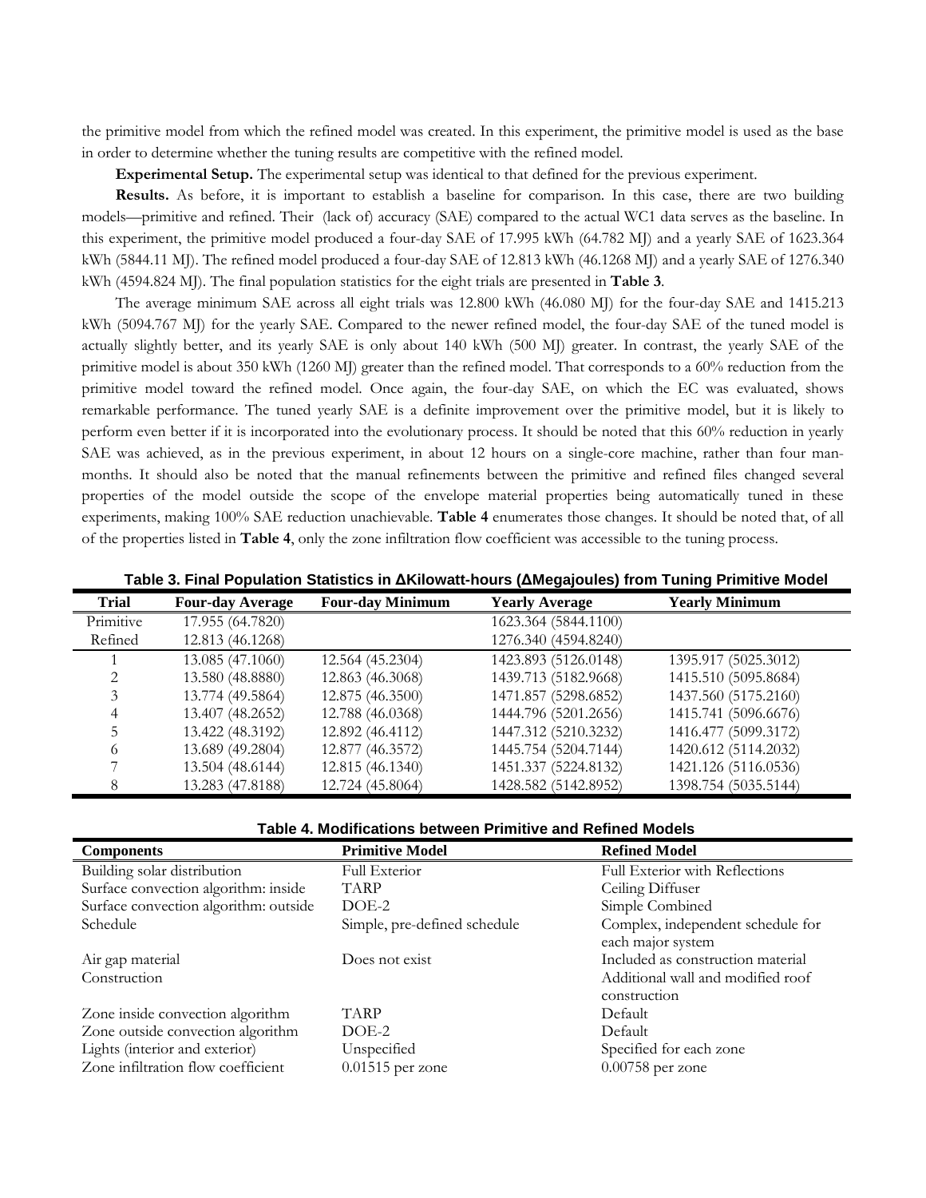the primitive model from which the refined model was created. In this experiment, the primitive model is used as the base in order to determine whether the tuning results are competitive with the refined model.

**Experimental Setup.** The experimental setup was identical to that defined for the previous experiment.

**Results.** As before, it is important to establish a baseline for comparison. In this case, there are two building models—primitive and refined. Their (lack of) accuracy (SAE) compared to the actual WC1 data serves as the baseline. In this experiment, the primitive model produced a four-day SAE of 17.995 kWh (64.782 MJ) and a yearly SAE of 1623.364 kWh (5844.11 MJ). The refined model produced a four-day SAE of 12.813 kWh (46.1268 MJ) and a yearly SAE of 1276.340 kWh (4594.824 MJ). The final population statistics for the eight trials are presented in **Table 3**.

The average minimum SAE across all eight trials was 12.800 kWh (46.080 MJ) for the four-day SAE and 1415.213 kWh (5094.767 MJ) for the yearly SAE. Compared to the newer refined model, the four-day SAE of the tuned model is actually slightly better, and its yearly SAE is only about 140 kWh (500 MJ) greater. In contrast, the yearly SAE of the primitive model is about 350 kWh (1260 MJ) greater than the refined model. That corresponds to a 60% reduction from the primitive model toward the refined model. Once again, the four-day SAE, on which the EC was evaluated, shows remarkable performance. The tuned yearly SAE is a definite improvement over the primitive model, but it is likely to perform even better if it is incorporated into the evolutionary process. It should be noted that this 60% reduction in yearly SAE was achieved, as in the previous experiment, in about 12 hours on a single-core machine, rather than four man-months. It should also be noted that the manual refinements between the primitive and refined files changed several properties of the model outside the scope of the envelope material properties being automatically tuned in these experiments, making 100% SAE reduction unachievable. **Table 4** enumerates those changes. It should be noted that, of all of the properties listed in **Table 4**, only the zone infiltration flow coefficient was accessible to the tuning process.

**Table 3. Final Population Statistics in ΔKilowatt-hours (ΔMegajoules) from Tuning Primitive Model**

| Trial | Four-day Average | Four-day Minimum | Yearly Average | Yearly Minimum |
|---|---|---|---|---|
| Primitive | 17.955 (64.7820) | | 1623.364 (5844.1100) | |
| Refined | 12.813 (46.1268) | | 1276.340 (4594.8240) | |
| 1 | 13.085 (47.1060) | 12.564 (45.2304) | 1423.893 (5126.0148) | 1395.917 (5025.3012) |
| 2 | 13.580 (48.8880) | 12.863 (46.3068) | 1439.713 (5182.9668) | 1415.510 (5095.8684) |
| 3 | 13.774 (49.5864) | 12.875 (46.3500) | 1471.857 (5298.6852) | 1437.560 (5175.2160) |
| 4 | 13.407 (48.2652) | 12.788 (46.0368) | 1444.796 (5201.2656) | 1415.741 (5096.6676) |
| 5 | 13.422 (48.3192) | 12.892 (46.4112) | 1447.312 (5210.3232) | 1416.477 (5099.3172) |
| 6 | 13.689 (49.2804) | 12.877 (46.3572) | 1445.754 (5204.7144) | 1420.612 (5114.2032) |
| 7 | 13.504 (48.6144) | 12.815 (46.1340) | 1451.337 (5224.8132) | 1421.126 (5116.0536) |
| 8 | 13.283 (47.8188) | 12.724 (45.8064) | 1428.582 (5142.8952) | 1398.754 (5035.5144) |

**Table 4. Modifications between Primitive and Refined Models**

| Components | Primitive Model | Refined Model |
|---|---|---|
| Building solar distribution | Full Exterior | Full Exterior with Reflections |
| Surface convection algorithm: inside | TARP | Ceiling Diffuser |
| Surface convection algorithm: outside | DOE-2 | Simple Combined |
| Schedule | Simple, pre-defined schedule | Complex, independent schedule for each major system |
| Air gap material | Does not exist | Included as construction material |
| Construction | | Additional wall and modified roof construction |
| Zone inside convection algorithm | TARP | Default |
| Zone outside convection algorithm | DOE-2 | Default |
| Lights (interior and exterior) | Unspecified | Specified for each zone |
| Zone infiltration flow coefficient | 0.01515 per zone | 0.00758 per zone |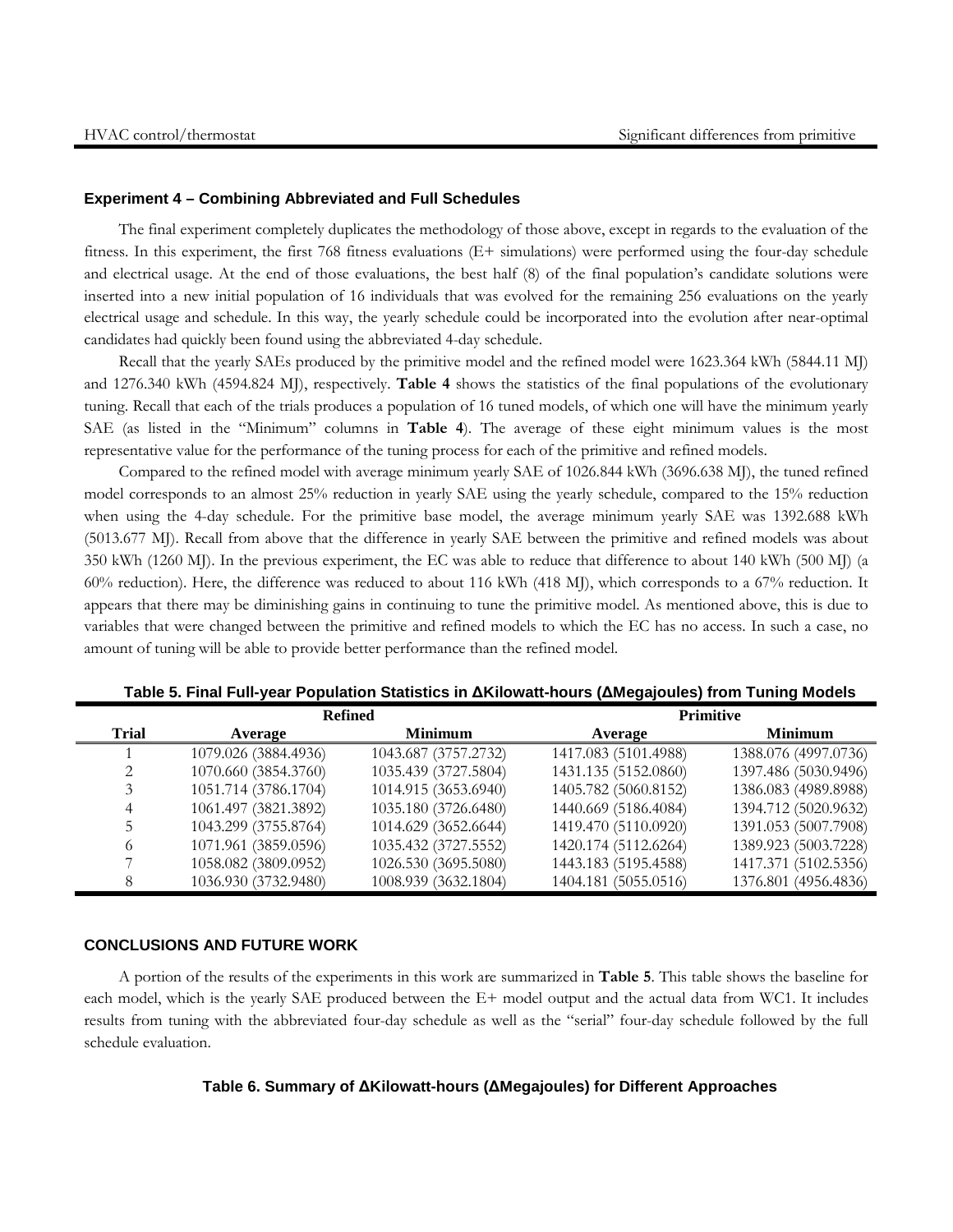| HVAC control/thermostat | Significant differences from primitive |
| --- | --- |

### Experiment 4 – Combining Abbreviated and Full Schedules

The final experiment completely duplicates the methodology of those above, except in regards to the evaluation of the fitness. In this experiment, the first 768 fitness evaluations (E+ simulations) were performed using the four-day schedule and electrical usage. At the end of those evaluations, the best half (8) of the final population's candidate solutions were inserted into a new initial population of 16 individuals that was evolved for the remaining 256 evaluations on the yearly electrical usage and schedule. In this way, the yearly schedule could be incorporated into the evolution after near-optimal candidates had quickly been found using the abbreviated 4-day schedule.

Recall that the yearly SAEs produced by the primitive model and the refined model were 1623.364 kWh (5844.11 MJ) and 1276.340 kWh (4594.824 MJ), respectively. **Table 4** shows the statistics of the final populations of the evolutionary tuning. Recall that each of the trials produces a population of 16 tuned models, of which one will have the minimum yearly SAE (as listed in the "Minimum" columns in **Table 4**). The average of these eight minimum values is the most representative value for the performance of the tuning process for each of the primitive and refined models.

Compared to the refined model with average minimum yearly SAE of 1026.844 kWh (3696.638 MJ), the tuned refined model corresponds to an almost 25% reduction in yearly SAE using the yearly schedule, compared to the 15% reduction when using the 4-day schedule. For the primitive base model, the average minimum yearly SAE was 1392.688 kWh (5013.677 MJ). Recall from above that the difference in yearly SAE between the primitive and refined models was about 350 kWh (1260 MJ). In the previous experiment, the EC was able to reduce that difference to about 140 kWh (500 MJ) (a 60% reduction). Here, the difference was reduced to about 116 kWh (418 MJ), which corresponds to a 67% reduction. It appears that there may be diminishing gains in continuing to tune the primitive model. As mentioned above, this is due to variables that were changed between the primitive and refined models to which the EC has no access. In such a case, no amount of tuning will be able to provide better performance than the refined model.

**Table 5. Final Full-year Population Statistics in ΔKilowatt-hours (ΔMegajoules) from Tuning Models**

| | Refined | | Primitive | |
| --- | --- | --- | --- | --- |
| **Trial** | **Average** | **Minimum** | **Average** | **Minimum** |
| 1 | 1079.026 (3884.4936) | 1043.687 (3757.2732) | 1417.083 (5101.4988) | 1388.076 (4997.0736) |
| 2 | 1070.660 (3854.3760) | 1035.439 (3727.5804) | 1431.135 (5152.0860) | 1397.486 (5030.9496) |
| 3 | 1051.714 (3786.1704) | 1014.915 (3653.6940) | 1405.782 (5060.8152) | 1386.083 (4989.8988) |
| 4 | 1061.497 (3821.3892) | 1035.180 (3726.6480) | 1440.669 (5186.4084) | 1394.712 (5020.9632) |
| 5 | 1043.299 (3755.8764) | 1014.629 (3652.6644) | 1419.470 (5110.0920) | 1391.053 (5007.7908) |
| 6 | 1071.961 (3859.0596) | 1035.432 (3727.5552) | 1420.174 (5112.6264) | 1389.923 (5003.7228) |
| 7 | 1058.082 (3809.0952) | 1026.530 (3695.5080) | 1443.183 (5195.4588) | 1417.371 (5102.5356) |
| 8 | 1036.930 (3732.9480) | 1008.939 (3632.1804) | 1404.181 (5055.0516) | 1376.801 (4956.4836) |

## CONCLUSIONS AND FUTURE WORK

A portion of the results of the experiments in this work are summarized in **Table 5**. This table shows the baseline for each model, which is the yearly SAE produced between the E+ model output and the actual data from WC1. It includes results from tuning with the abbreviated four-day schedule as well as the "serial" four-day schedule followed by the full schedule evaluation.

**Table 6. Summary of ΔKilowatt-hours (ΔMegajoules) for Different Approaches**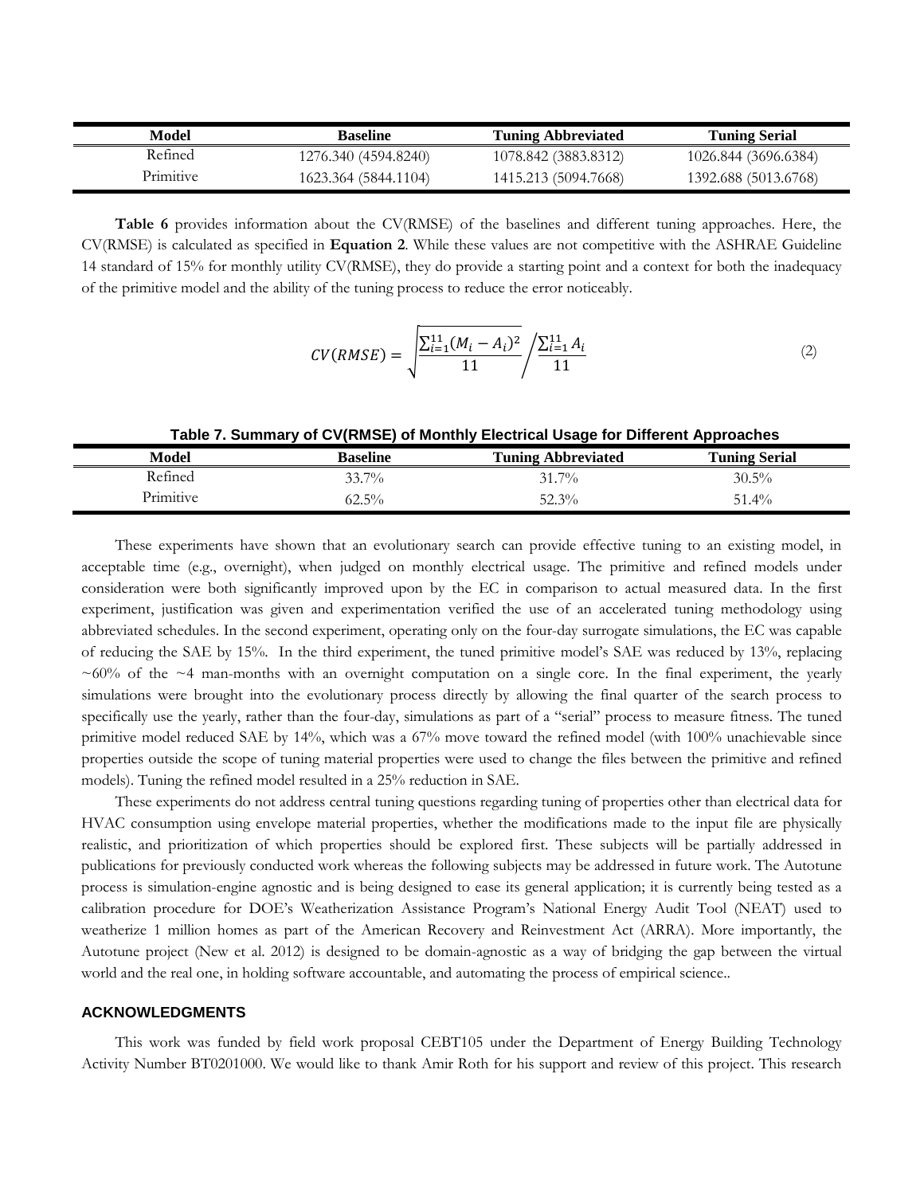| Model | Baseline | Tuning Abbreviated | Tuning Serial |
|---|---|---|---|
| Refined | 1276.340 (4594.8240) | 1078.842 (3883.8312) | 1026.844 (3696.6384) |
| Primitive | 1623.364 (5844.1104) | 1415.213 (5094.7668) | 1392.688 (5013.6768) |

**Table 6** provides information about the CV(RMSE) of the baselines and different tuning approaches. Here, the CV(RMSE) is calculated as specified in **Equation 2**. While these values are not competitive with the ASHRAE Guideline 14 standard of 15% for monthly utility CV(RMSE), they do provide a starting point and a context for both the inadequacy of the primitive model and the ability of the tuning process to reduce the error noticeably.

$$CV(RMSE) = \sqrt{\frac{\sum_{i=1}^{11}(M_i - A_i)^2}{11}} \Bigg/ \frac{\sum_{i=1}^{11} A_i}{11} \tag{2}$$

**Table 7. Summary of CV(RMSE) of Monthly Electrical Usage for Different Approaches**

| Model | Baseline | Tuning Abbreviated | Tuning Serial |
|---|---|---|---|
| Refined | 33.7% | 31.7% | 30.5% |
| Primitive | 62.5% | 52.3% | 51.4% |

These experiments have shown that an evolutionary search can provide effective tuning to an existing model, in acceptable time (e.g., overnight), when judged on monthly electrical usage. The primitive and refined models under consideration were both significantly improved upon by the EC in comparison to actual measured data. In the first experiment, justification was given and experimentation verified the use of an accelerated tuning methodology using abbreviated schedules. In the second experiment, operating only on the four-day surrogate simulations, the EC was capable of reducing the SAE by 15%. In the third experiment, the tuned primitive model's SAE was reduced by 13%, replacing ~60% of the ~4 man-months with an overnight computation on a single core. In the final experiment, the yearly simulations were brought into the evolutionary process directly by allowing the final quarter of the search process to specifically use the yearly, rather than the four-day, simulations as part of a "serial" process to measure fitness. The tuned primitive model reduced SAE by 14%, which was a 67% move toward the refined model (with 100% unachievable since properties outside the scope of tuning material properties were used to change the files between the primitive and refined models). Tuning the refined model resulted in a 25% reduction in SAE.

These experiments do not address central tuning questions regarding tuning of properties other than electrical data for HVAC consumption using envelope material properties, whether the modifications made to the input file are physically realistic, and prioritization of which properties should be explored first. These subjects will be partially addressed in publications for previously conducted work whereas the following subjects may be addressed in future work. The Autotune process is simulation-engine agnostic and is being designed to ease its general application; it is currently being tested as a calibration procedure for DOE's Weatherization Assistance Program's National Energy Audit Tool (NEAT) used to weatherize 1 million homes as part of the American Recovery and Reinvestment Act (ARRA). More importantly, the Autotune project (New et al. 2012) is designed to be domain-agnostic as a way of bridging the gap between the virtual world and the real one, in holding software accountable, and automating the process of empirical science..

## ACKNOWLEDGMENTS

This work was funded by field work proposal CEBT105 under the Department of Energy Building Technology Activity Number BT0201000. We would like to thank Amir Roth for his support and review of this project. This research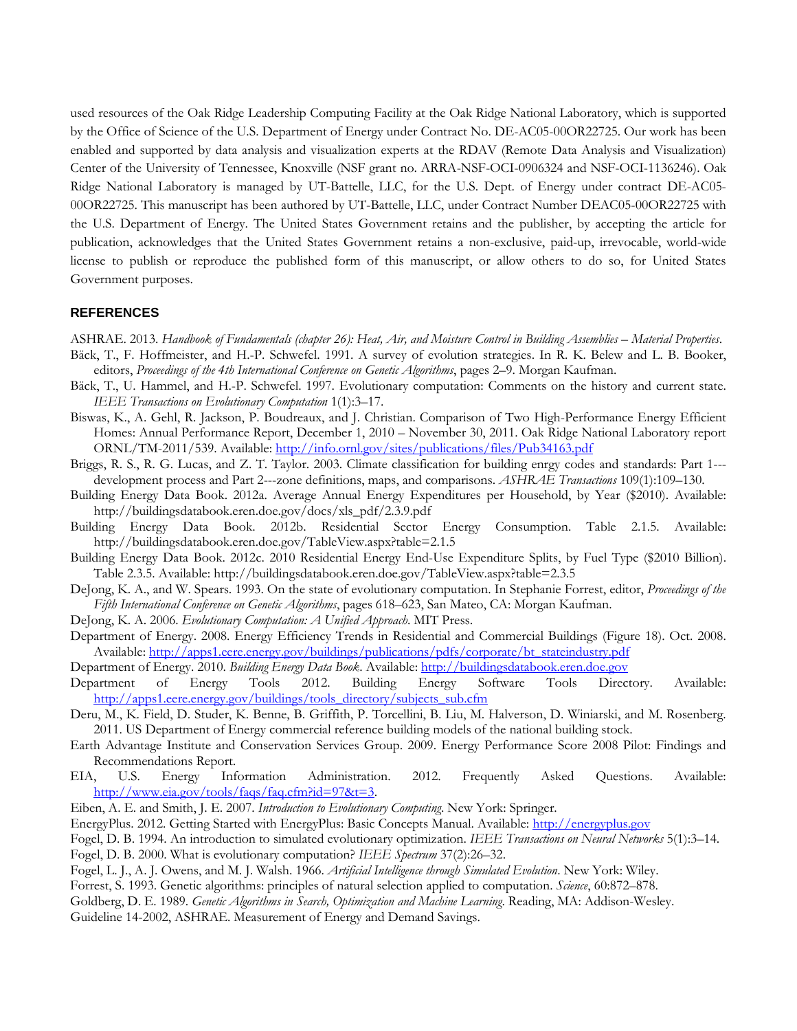used resources of the Oak Ridge Leadership Computing Facility at the Oak Ridge National Laboratory, which is supported by the Office of Science of the U.S. Department of Energy under Contract No. DE-AC05-00OR22725. Our work has been enabled and supported by data analysis and visualization experts at the RDAV (Remote Data Analysis and Visualization) Center of the University of Tennessee, Knoxville (NSF grant no. ARRA-NSF-OCI-0906324 and NSF-OCI-1136246). Oak Ridge National Laboratory is managed by UT-Battelle, LLC, for the U.S. Dept. of Energy under contract DE-AC05-00OR22725. This manuscript has been authored by UT-Battelle, LLC, under Contract Number DEAC05-00OR22725 with the U.S. Department of Energy. The United States Government retains and the publisher, by accepting the article for publication, acknowledges that the United States Government retains a non-exclusive, paid-up, irrevocable, world-wide license to publish or reproduce the published form of this manuscript, or allow others to do so, for United States Government purposes.

## REFERENCES

ASHRAE. 2013. *Handbook of Fundamentals (chapter 26): Heat, Air, and Moisture Control in Building Assemblies – Material Properties*.

Bäck, T., F. Hoffmeister, and H.-P. Schwefel. 1991. A survey of evolution strategies. In R. K. Belew and L. B. Booker, editors, *Proceedings of the 4th International Conference on Genetic Algorithms*, pages 2–9. Morgan Kaufman.

Bäck, T., U. Hammel, and H.-P. Schwefel. 1997. Evolutionary computation: Comments on the history and current state. *IEEE Transactions on Evolutionary Computation* 1(1):3–17.

Biswas, K., A. Gehl, R. Jackson, P. Boudreaux, and J. Christian. Comparison of Two High-Performance Energy Efficient Homes: Annual Performance Report, December 1, 2010 – November 30, 2011. Oak Ridge National Laboratory report ORNL/TM-2011/539. Available: http://info.ornl.gov/sites/publications/files/Pub34163.pdf

Briggs, R. S., R. G. Lucas, and Z. T. Taylor. 2003. Climate classification for building enrgy codes and standards: Part 1---development process and Part 2---zone definitions, maps, and comparisons. *ASHRAE Transactions* 109(1):109–130.

Building Energy Data Book. 2012a. Average Annual Energy Expenditures per Household, by Year ($2010). Available: http://buildingsdatabook.eren.doe.gov/docs/xls_pdf/2.3.9.pdf

Building Energy Data Book. 2012b. Residential Sector Energy Consumption. Table 2.1.5. Available: http://buildingsdatabook.eren.doe.gov/TableView.aspx?table=2.1.5

Building Energy Data Book. 2012c. 2010 Residential Energy End-Use Expenditure Splits, by Fuel Type ($2010 Billion). Table 2.3.5. Available: http://buildingsdatabook.eren.doe.gov/TableView.aspx?table=2.3.5

DeJong, K. A., and W. Spears. 1993. On the state of evolutionary computation. In Stephanie Forrest, editor, *Proceedings of the Fifth International Conference on Genetic Algorithms*, pages 618–623, San Mateo, CA: Morgan Kaufman.

DeJong, K. A. 2006. *Evolutionary Computation: A Unified Approach*. MIT Press.

Department of Energy. 2008. Energy Efficiency Trends in Residential and Commercial Buildings (Figure 18). Oct. 2008. Available: http://apps1.eere.energy.gov/buildings/publications/pdfs/corporate/bt_stateindustry.pdf

Department of Energy. 2010. *Building Energy Data Book*. Available: http://buildingsdatabook.eren.doe.gov

Department of Energy Tools 2012. Building Energy Software Tools Directory. Available: http://apps1.eere.energy.gov/buildings/tools_directory/subjects_sub.cfm

Deru, M., K. Field, D. Studer, K. Benne, B. Griffith, P. Torcellini, B. Liu, M. Halverson, D. Winiarski, and M. Rosenberg. 2011. US Department of Energy commercial reference building models of the national building stock.

Earth Advantage Institute and Conservation Services Group. 2009. Energy Performance Score 2008 Pilot: Findings and Recommendations Report.

EIA, U.S. Energy Information Administration. 2012. Frequently Asked Questions. Available: http://www.eia.gov/tools/faqs/faq.cfm?id=97&t=3.

Eiben, A. E. and Smith, J. E. 2007. *Introduction to Evolutionary Computing*. New York: Springer.

EnergyPlus. 2012. Getting Started with EnergyPlus: Basic Concepts Manual. Available: http://energyplus.gov

Fogel, D. B. 1994. An introduction to simulated evolutionary optimization. *IEEE Transactions on Neural Networks* 5(1):3–14.

Fogel, D. B. 2000. What is evolutionary computation? *IEEE Spectrum* 37(2):26–32.

Fogel, L. J., A. J. Owens, and M. J. Walsh. 1966. *Artificial Intelligence through Simulated Evolution*. New York: Wiley.

Forrest, S. 1993. Genetic algorithms: principles of natural selection applied to computation. *Science*, 60:872–878.

Goldberg, D. E. 1989. *Genetic Algorithms in Search, Optimization and Machine Learning*. Reading, MA: Addison-Wesley.

Guideline 14-2002, ASHRAE. Measurement of Energy and Demand Savings.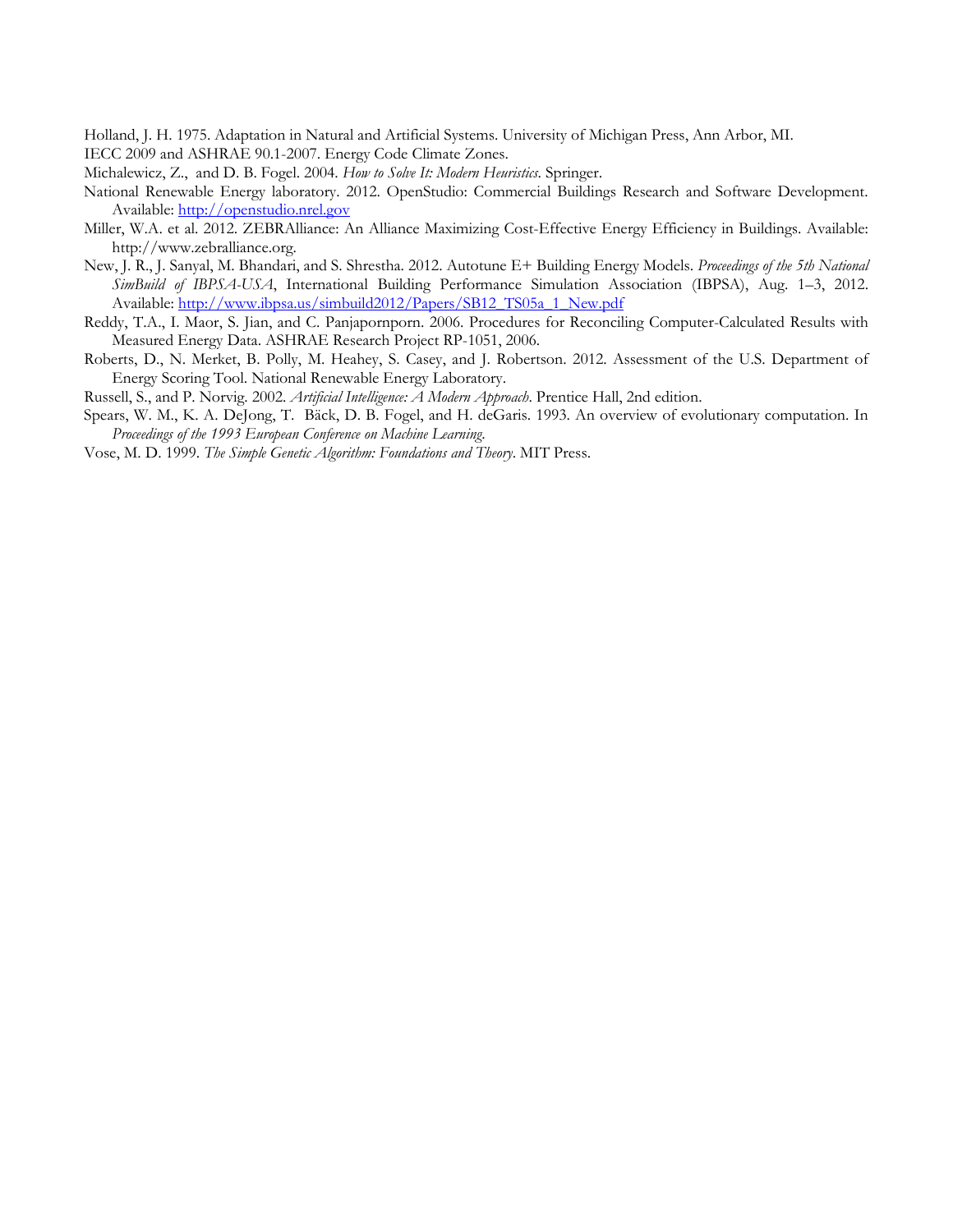Holland, J. H. 1975. Adaptation in Natural and Artificial Systems. University of Michigan Press, Ann Arbor, MI.

IECC 2009 and ASHRAE 90.1-2007. Energy Code Climate Zones.

Michalewicz, Z., and D. B. Fogel. 2004. *How to Solve It: Modern Heuristics*. Springer.

National Renewable Energy laboratory. 2012. OpenStudio: Commercial Buildings Research and Software Development. Available: http://openstudio.nrel.gov

Miller, W.A. et al. 2012. ZEBRAlliance: An Alliance Maximizing Cost-Effective Energy Efficiency in Buildings. Available: http://www.zebralliance.org.

New, J. R., J. Sanyal, M. Bhandari, and S. Shrestha. 2012. Autotune E+ Building Energy Models. *Proceedings of the 5th National SimBuild of IBPSA-USA*, International Building Performance Simulation Association (IBPSA), Aug. 1–3, 2012. Available: http://www.ibpsa.us/simbuild2012/Papers/SB12_TS05a_1_New.pdf

Reddy, T.A., I. Maor, S. Jian, and C. Panjapornporn. 2006. Procedures for Reconciling Computer-Calculated Results with Measured Energy Data. ASHRAE Research Project RP-1051, 2006.

Roberts, D., N. Merket, B. Polly, M. Heahey, S. Casey, and J. Robertson. 2012. Assessment of the U.S. Department of Energy Scoring Tool. National Renewable Energy Laboratory.

Russell, S., and P. Norvig. 2002. *Artificial Intelligence: A Modern Approach*. Prentice Hall, 2nd edition.

Spears, W. M., K. A. DeJong, T. Bäck, D. B. Fogel, and H. deGaris. 1993. An overview of evolutionary computation. In *Proceedings of the 1993 European Conference on Machine Learning*.

Vose, M. D. 1999. *The Simple Genetic Algorithm: Foundations and Theory*. MIT Press.